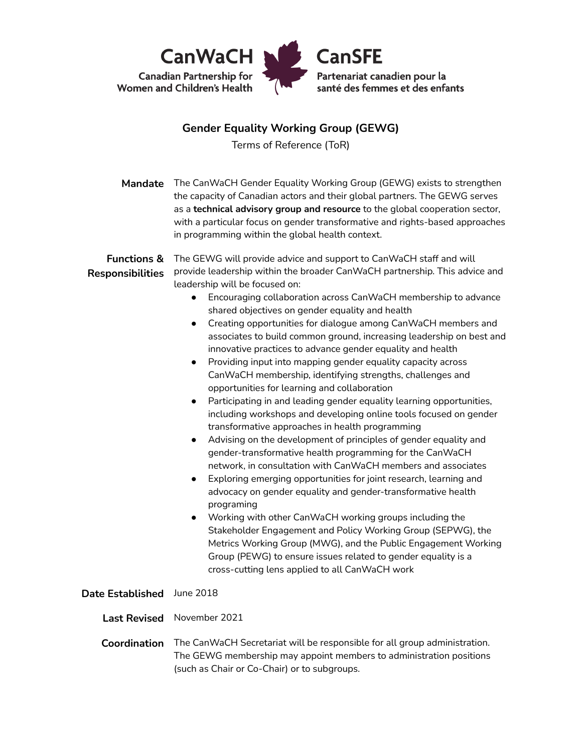CanWaCH
Canadian Partnership for Women and Children's Health

CanSFE
Partenariat canadien pour la santé des femmes et des enfants

# Gender Equality Working Group (GEWG)

Terms of Reference (ToR)

**Mandate**

The CanWaCH Gender Equality Working Group (GEWG) exists to strengthen the capacity of Canadian actors and their global partners. The GEWG serves as a **technical advisory group and resource** to the global cooperation sector, with a particular focus on gender transformative and rights-based approaches in programming within the global health context.

**Functions & Responsibilities**

The GEWG will provide advice and support to CanWaCH staff and will provide leadership within the broader CanWaCH partnership. This advice and leadership will be focused on:

- Encouraging collaboration across CanWaCH membership to advance shared objectives on gender equality and health
- Creating opportunities for dialogue among CanWaCH members and associates to build common ground, increasing leadership on best and innovative practices to advance gender equality and health
- Providing input into mapping gender equality capacity across CanWaCH membership, identifying strengths, challenges and opportunities for learning and collaboration
- Participating in and leading gender equality learning opportunities, including workshops and developing online tools focused on gender transformative approaches in health programming
- Advising on the development of principles of gender equality and gender-transformative health programming for the CanWaCH network, in consultation with CanWaCH members and associates
- Exploring emerging opportunities for joint research, learning and advocacy on gender equality and gender-transformative health programing
- Working with other CanWaCH working groups including the Stakeholder Engagement and Policy Working Group (SEPWG), the Metrics Working Group (MWG), and the Public Engagement Working Group (PEWG) to ensure issues related to gender equality is a cross-cutting lens applied to all CanWaCH work

**Date Established**

June 2018

**Last Revised**

November 2021

**Coordination**

The CanWaCH Secretariat will be responsible for all group administration. The GEWG membership may appoint members to administration positions (such as Chair or Co-Chair) or to subgroups.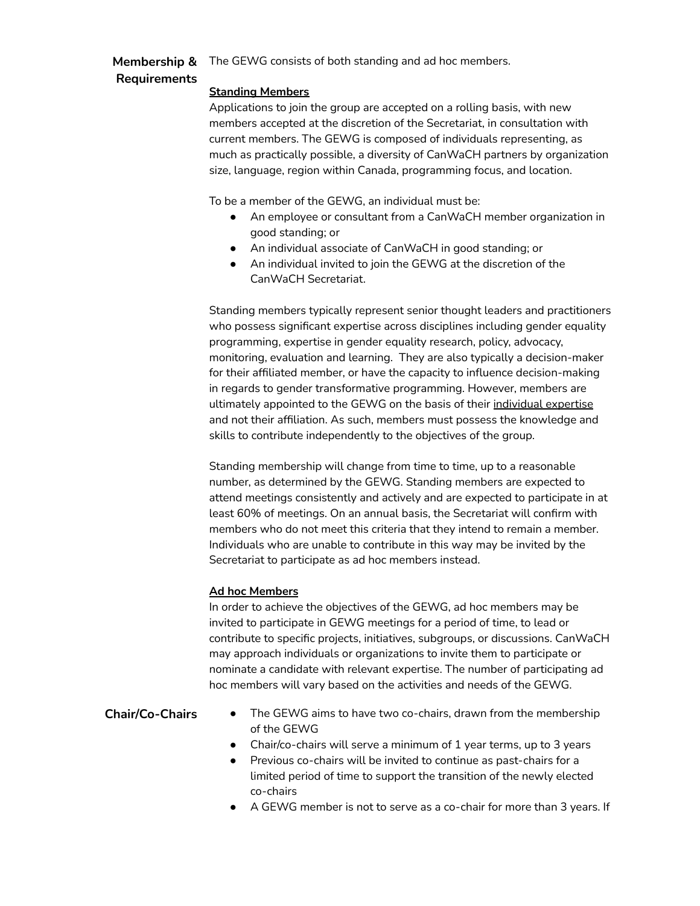## Membership & Requirements

The GEWG consists of both standing and ad hoc members.

**Standing Members**

Applications to join the group are accepted on a rolling basis, with new members accepted at the discretion of the Secretariat, in consultation with current members. The GEWG is composed of individuals representing, as much as practically possible, a diversity of CanWaCH partners by organization size, language, region within Canada, programming focus, and location.

To be a member of the GEWG, an individual must be:

- An employee or consultant from a CanWaCH member organization in good standing; or
- An individual associate of CanWaCH in good standing; or
- An individual invited to join the GEWG at the discretion of the CanWaCH Secretariat.

Standing members typically represent senior thought leaders and practitioners who possess significant expertise across disciplines including gender equality programming, expertise in gender equality research, policy, advocacy, monitoring, evaluation and learning. They are also typically a decision-maker for their affiliated member, or have the capacity to influence decision-making in regards to gender transformative programming. However, members are ultimately appointed to the GEWG on the basis of their individual expertise and not their affiliation. As such, members must possess the knowledge and skills to contribute independently to the objectives of the group.

Standing membership will change from time to time, up to a reasonable number, as determined by the GEWG. Standing members are expected to attend meetings consistently and actively and are expected to participate in at least 60% of meetings. On an annual basis, the Secretariat will confirm with members who do not meet this criteria that they intend to remain a member. Individuals who are unable to contribute in this way may be invited by the Secretariat to participate as ad hoc members instead.

**Ad hoc Members**

In order to achieve the objectives of the GEWG, ad hoc members may be invited to participate in GEWG meetings for a period of time, to lead or contribute to specific projects, initiatives, subgroups, or discussions. CanWaCH may approach individuals or organizations to invite them to participate or nominate a candidate with relevant expertise. The number of participating ad hoc members will vary based on the activities and needs of the GEWG.

## Chair/Co-Chairs

- The GEWG aims to have two co-chairs, drawn from the membership of the GEWG
- Chair/co-chairs will serve a minimum of 1 year terms, up to 3 years
- Previous co-chairs will be invited to continue as past-chairs for a limited period of time to support the transition of the newly elected co-chairs
- A GEWG member is not to serve as a co-chair for more than 3 years. If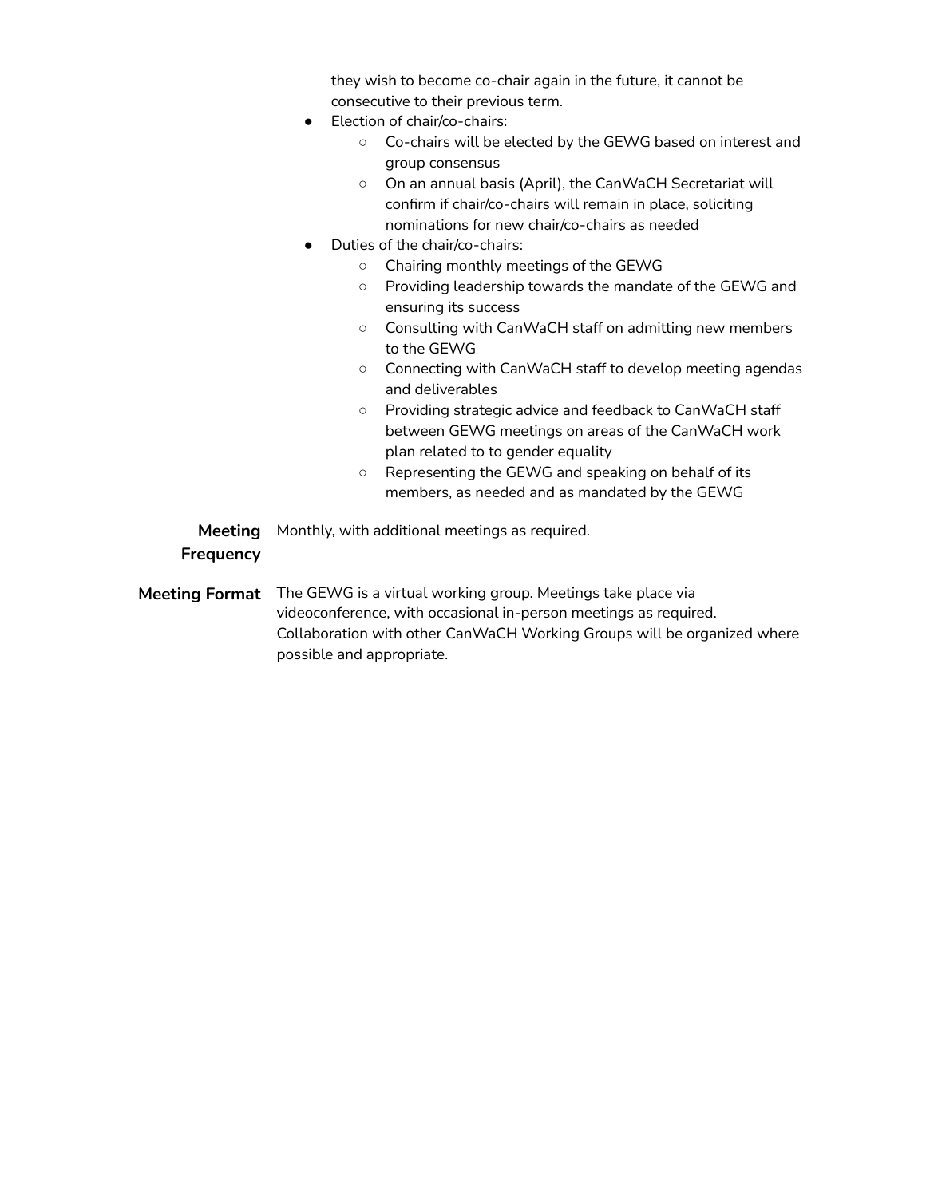they wish to become co-chair again in the future, it cannot be consecutive to their previous term.

- Election of chair/co-chairs:
  - Co-chairs will be elected by the GEWG based on interest and group consensus
  - On an annual basis (April), the CanWaCH Secretariat will confirm if chair/co-chairs will remain in place, soliciting nominations for new chair/co-chairs as needed
- Duties of the chair/co-chairs:
  - Chairing monthly meetings of the GEWG
  - Providing leadership towards the mandate of the GEWG and ensuring its success
  - Consulting with CanWaCH staff on admitting new members to the GEWG
  - Connecting with CanWaCH staff to develop meeting agendas and deliverables
  - Providing strategic advice and feedback to CanWaCH staff between GEWG meetings on areas of the CanWaCH work plan related to to gender equality
  - Representing the GEWG and speaking on behalf of its members, as needed and as mandated by the GEWG

**Meeting Frequency**

Monthly, with additional meetings as required.

**Meeting Format**

The GEWG is a virtual working group. Meetings take place via videoconference, with occasional in-person meetings as required. Collaboration with other CanWaCH Working Groups will be organized where possible and appropriate.